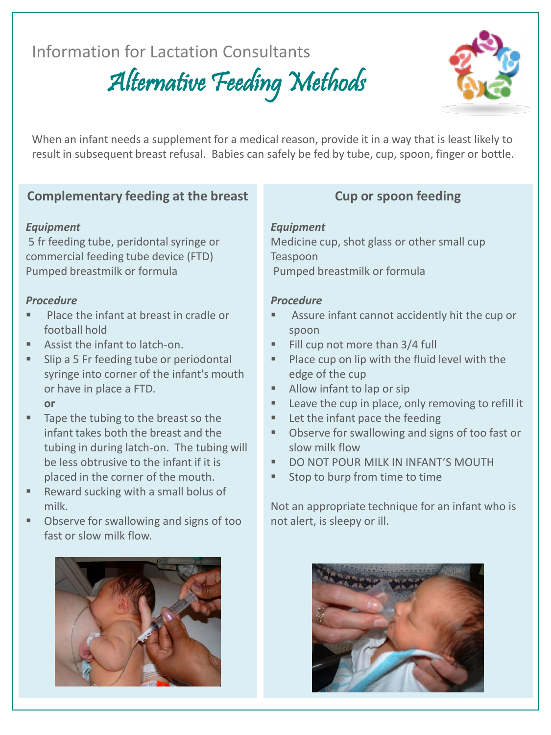Information for Lactation Consultants

# Alternative Feeding Methods

When an infant needs a supplement for a medical reason, provide it in a way that is least likely to result in subsequent breast refusal. Babies can safely be fed by tube, cup, spoon, finger or bottle.

## Complementary feeding at the breast

***Equipment***

5 fr feeding tube, peridontal syringe or commercial feeding tube device (FTD)
Pumped breastmilk or formula

***Procedure***

- Place the infant at breast in cradle or football hold
- Assist the infant to latch-on.
- Slip a 5 Fr feeding tube or periodontal syringe into corner of the infant's mouth or have in place a FTD.

  **or**
- Tape the tubing to the breast so the infant takes both the breast and the tubing in during latch-on. The tubing will be less obtrusive to the infant if it is placed in the corner of the mouth.
- Reward sucking with a small bolus of milk.
- Observe for swallowing and signs of too fast or slow milk flow.

## Cup or spoon feeding

***Equipment***

Medicine cup, shot glass or other small cup
Teaspoon
Pumped breastmilk or formula

***Procedure***

- Assure infant cannot accidently hit the cup or spoon
- Fill cup not more than 3/4 full
- Place cup on lip with the fluid level with the edge of the cup
- Allow infant to lap or sip
- Leave the cup in place, only removing to refill it
- Let the infant pace the feeding
- Observe for swallowing and signs of too fast or slow milk flow
- DO NOT POUR MILK IN INFANT'S MOUTH
- Stop to burp from time to time

Not an appropriate technique for an infant who is not alert, is sleepy or ill.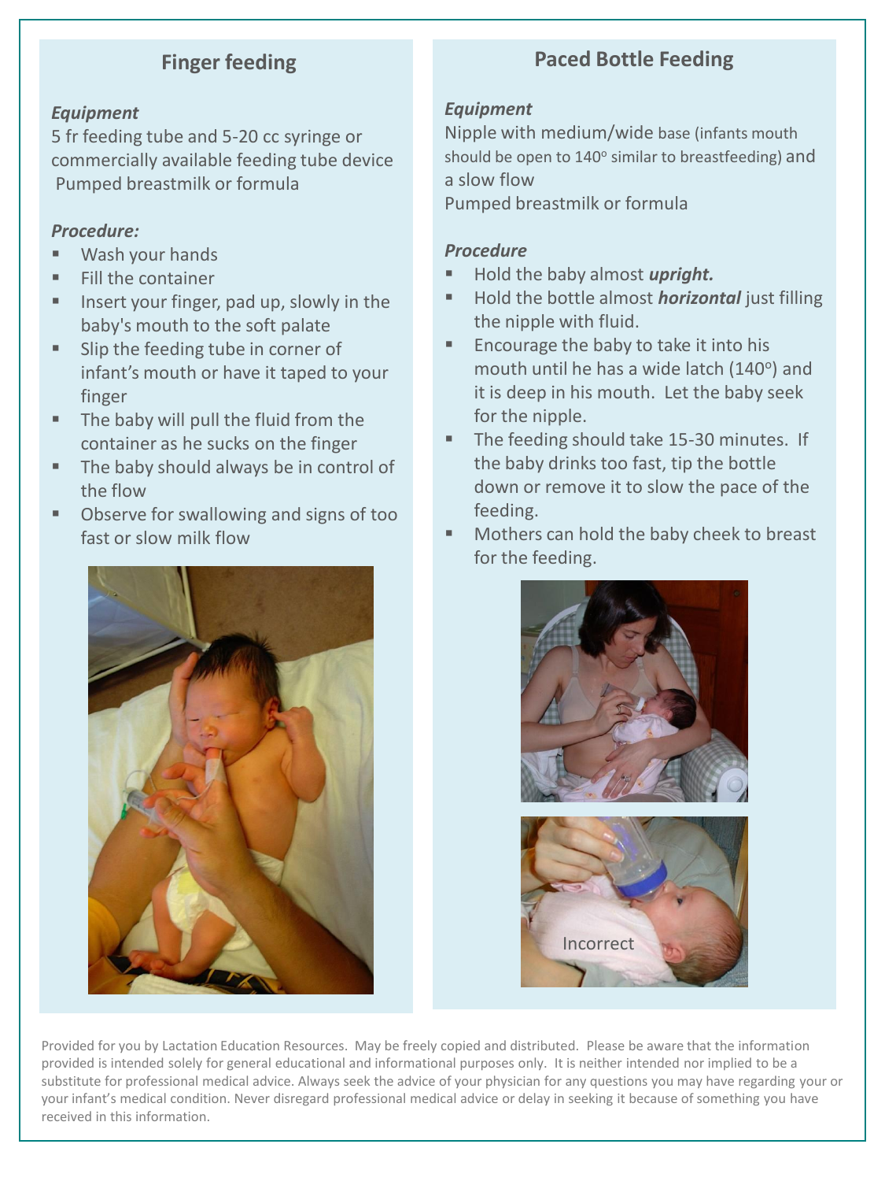## Finger feeding

### *Equipment*

5 fr feeding tube and 5-20 cc syringe or commercially available feeding tube device
Pumped breastmilk or formula

### *Procedure:*

- Wash your hands
- Fill the container
- Insert your finger, pad up, slowly in the baby's mouth to the soft palate
- Slip the feeding tube in corner of infant's mouth or have it taped to your finger
- The baby will pull the fluid from the container as he sucks on the finger
- The baby should always be in control of the flow
- Observe for swallowing and signs of too fast or slow milk flow

## Paced Bottle Feeding

### *Equipment*

Nipple with medium/wide base (infants mouth should be open to 140° similar to breastfeeding) and a slow flow
Pumped breastmilk or formula

### *Procedure*

- Hold the baby almost ***upright.***
- Hold the bottle almost ***horizontal*** just filling the nipple with fluid.
- Encourage the baby to take it into his mouth until he has a wide latch (140°) and it is deep in his mouth. Let the baby seek for the nipple.
- The feeding should take 15-30 minutes. If the baby drinks too fast, tip the bottle down or remove it to slow the pace of the feeding.
- Mothers can hold the baby cheek to breast for the feeding.

Incorrect

Provided for you by Lactation Education Resources. May be freely copied and distributed. Please be aware that the information provided is intended solely for general educational and informational purposes only. It is neither intended nor implied to be a substitute for professional medical advice. Always seek the advice of your physician for any questions you may have regarding your or your infant's medical condition. Never disregard professional medical advice or delay in seeking it because of something you have received in this information.